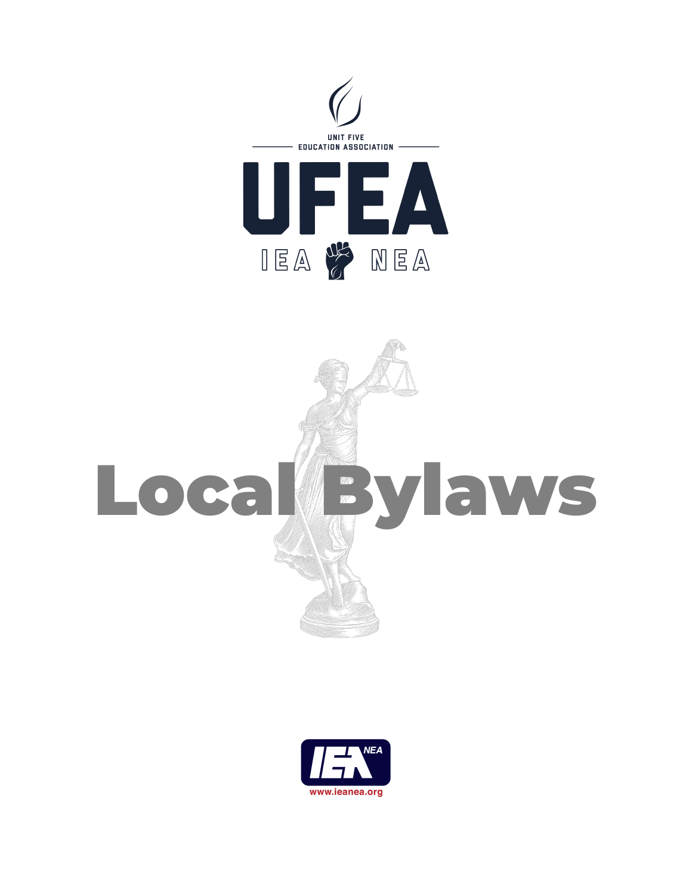UNIT FIVE

EDUCATION ASSOCIATION

# UFEA

IEA NEA

# Local Bylaws

IEA NEA

www.ieanea.org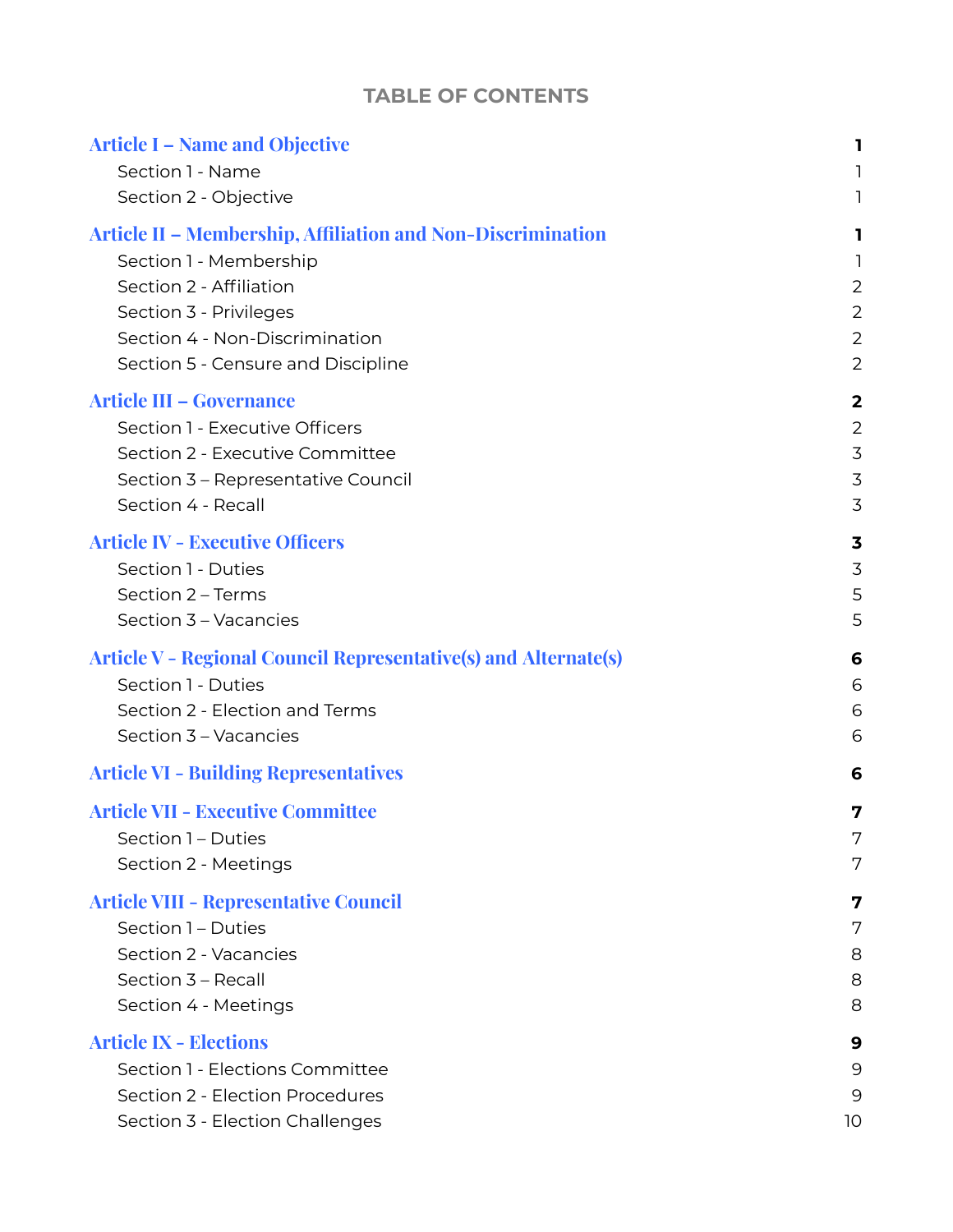## TABLE OF CONTENTS

| | |
|---|---|
| **Article I – Name and Objective** | **1** |
| Section 1 - Name | 1 |
| Section 2 - Objective | 1 |
| **Article II – Membership, Affiliation and Non-Discrimination** | **1** |
| Section 1 - Membership | 1 |
| Section 2 - Affiliation | 2 |
| Section 3 - Privileges | 2 |
| Section 4 - Non-Discrimination | 2 |
| Section 5 - Censure and Discipline | 2 |
| **Article III – Governance** | **2** |
| Section 1 - Executive Officers | 2 |
| Section 2 - Executive Committee | 3 |
| Section 3 – Representative Council | 3 |
| Section 4 - Recall | 3 |
| **Article IV - Executive Officers** | **3** |
| Section 1 - Duties | 3 |
| Section 2 – Terms | 5 |
| Section 3 – Vacancies | 5 |
| **Article V - Regional Council Representative(s) and Alternate(s)** | **6** |
| Section 1 - Duties | 6 |
| Section 2 - Election and Terms | 6 |
| Section 3 – Vacancies | 6 |
| **Article VI - Building Representatives** | **6** |
| **Article VII - Executive Committee** | **7** |
| Section 1 – Duties | 7 |
| Section 2 - Meetings | 7 |
| **Article VIII - Representative Council** | **7** |
| Section 1 – Duties | 7 |
| Section 2 - Vacancies | 8 |
| Section 3 – Recall | 8 |
| Section 4 - Meetings | 8 |
| **Article IX - Elections** | **9** |
| Section 1 - Elections Committee | 9 |
| Section 2 - Election Procedures | 9 |
| Section 3 - Election Challenges | 10 |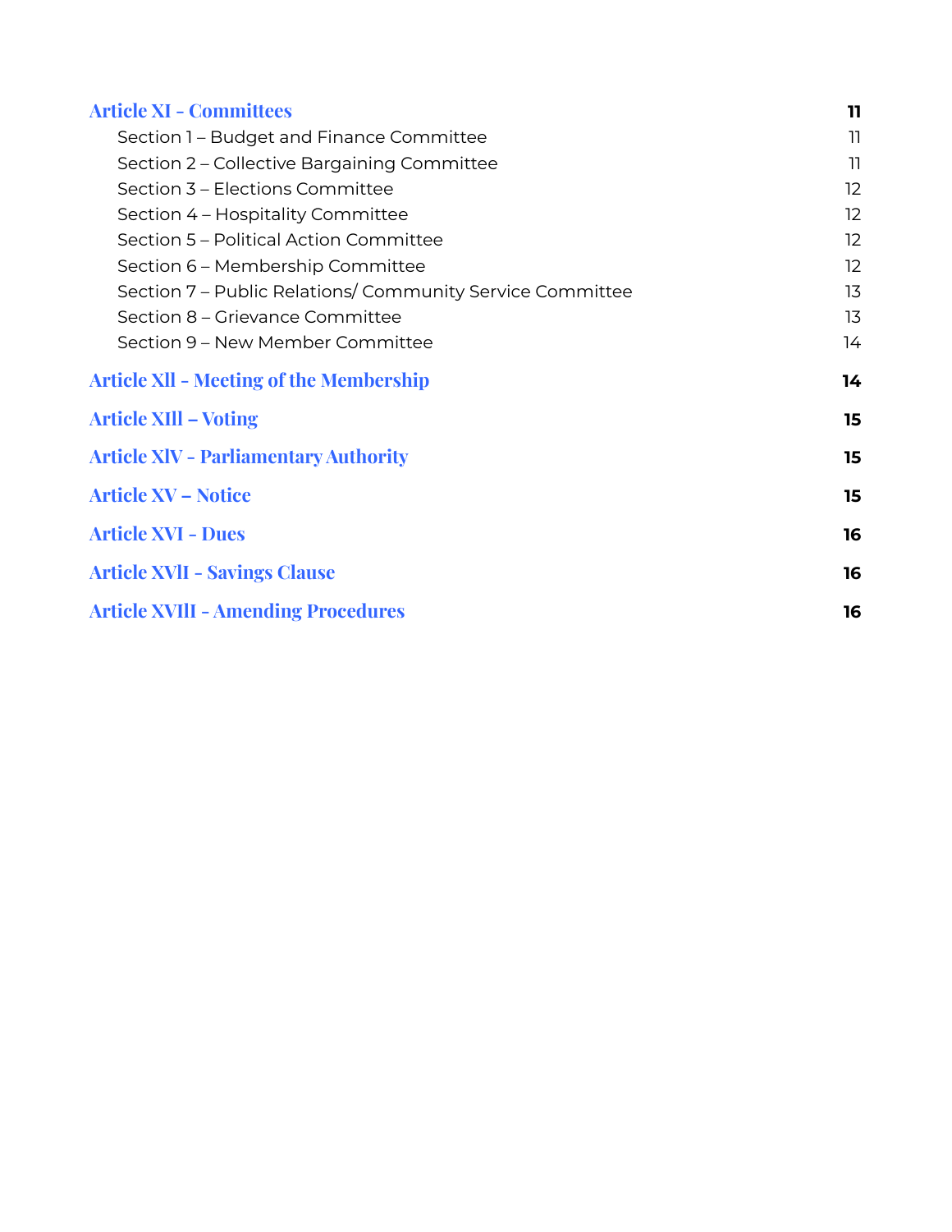[Article XI - Committees](#) **11**

- Section 1 – Budget and Finance Committee 11
- Section 2 – Collective Bargaining Committee 11
- Section 3 – Elections Committee 12
- Section 4 – Hospitality Committee 12
- Section 5 – Political Action Committee 12
- Section 6 – Membership Committee 12
- Section 7 – Public Relations/ Community Service Committee 13
- Section 8 – Grievance Committee 13
- Section 9 – New Member Committee 14

[Article Xll - Meeting of the Membership](#) **14**

[Article XIll – Voting](#) **15**

[Article XlV - Parliamentary Authority](#) **15**

[Article XV – Notice](#) **15**

[Article XVI - Dues](#) **16**

[Article XVlI - Savings Clause](#) **16**

[Article XVIlI - Amending Procedures](#) **16**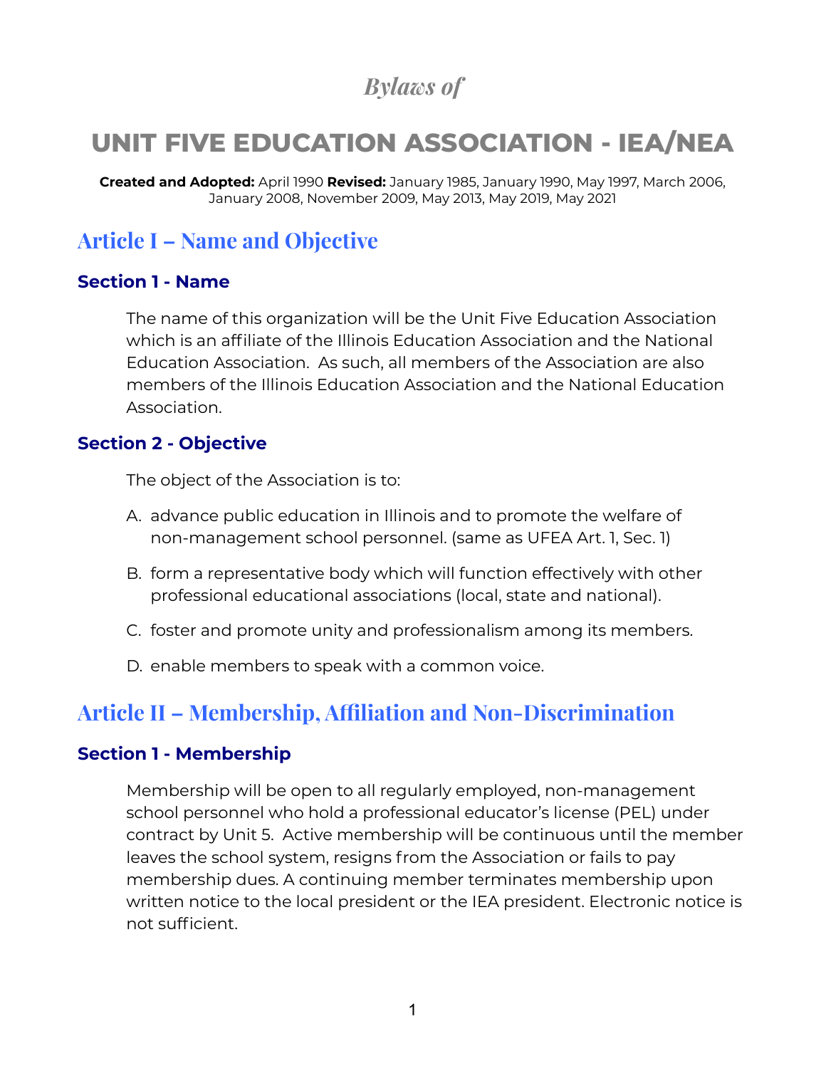*Bylaws of*

# UNIT FIVE EDUCATION ASSOCIATION - IEA/NEA

**Created and Adopted:** April 1990 **Revised:** January 1985, January 1990, May 1997, March 2006, January 2008, November 2009, May 2013, May 2019, May 2021

## Article I – Name and Objective

### Section 1 - Name

The name of this organization will be the Unit Five Education Association which is an affiliate of the Illinois Education Association and the National Education Association. As such, all members of the Association are also members of the Illinois Education Association and the National Education Association.

### Section 2 - Objective

The object of the Association is to:

A. advance public education in Illinois and to promote the welfare of non-management school personnel. (same as UFEA Art. 1, Sec. 1)

B. form a representative body which will function effectively with other professional educational associations (local, state and national).

C. foster and promote unity and professionalism among its members.

D. enable members to speak with a common voice.

## Article II – Membership, Affiliation and Non-Discrimination

### Section 1 - Membership

Membership will be open to all regularly employed, non-management school personnel who hold a professional educator's license (PEL) under contract by Unit 5. Active membership will be continuous until the member leaves the school system, resigns from the Association or fails to pay membership dues. A continuing member terminates membership upon written notice to the local president or the IEA president. Electronic notice is not sufficient.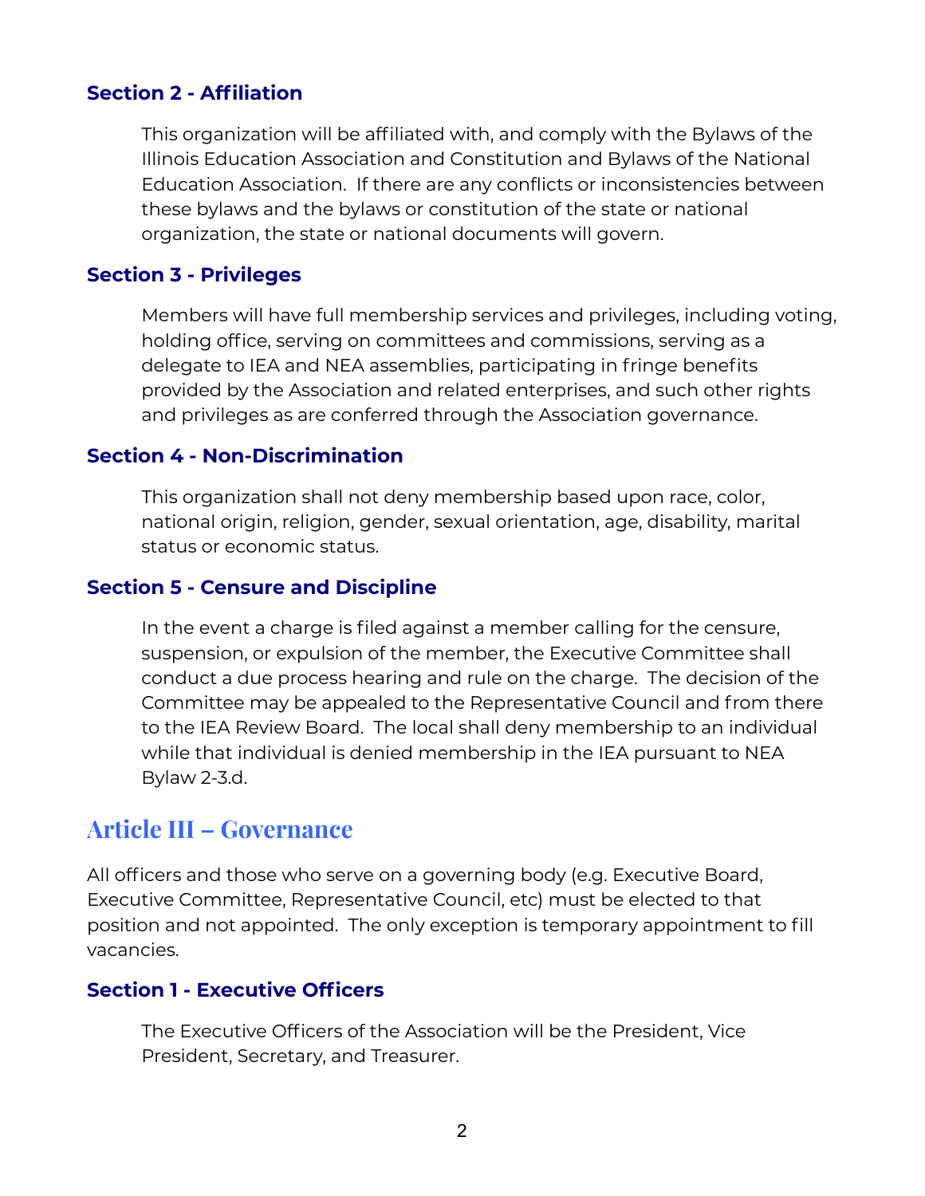### Section 2 - Affiliation

This organization will be affiliated with, and comply with the Bylaws of the Illinois Education Association and Constitution and Bylaws of the National Education Association. If there are any conflicts or inconsistencies between these bylaws and the bylaws or constitution of the state or national organization, the state or national documents will govern.

### Section 3 - Privileges

Members will have full membership services and privileges, including voting, holding office, serving on committees and commissions, serving as a delegate to IEA and NEA assemblies, participating in fringe benefits provided by the Association and related enterprises, and such other rights and privileges as are conferred through the Association governance.

### Section 4 - Non-Discrimination

This organization shall not deny membership based upon race, color, national origin, religion, gender, sexual orientation, age, disability, marital status or economic status.

### Section 5 - Censure and Discipline

In the event a charge is filed against a member calling for the censure, suspension, or expulsion of the member, the Executive Committee shall conduct a due process hearing and rule on the charge. The decision of the Committee may be appealed to the Representative Council and from there to the IEA Review Board. The local shall deny membership to an individual while that individual is denied membership in the IEA pursuant to NEA Bylaw 2-3.d.

## Article III – Governance

All officers and those who serve on a governing body (e.g. Executive Board, Executive Committee, Representative Council, etc) must be elected to that position and not appointed. The only exception is temporary appointment to fill vacancies.

### Section 1 - Executive Officers

The Executive Officers of the Association will be the President, Vice President, Secretary, and Treasurer.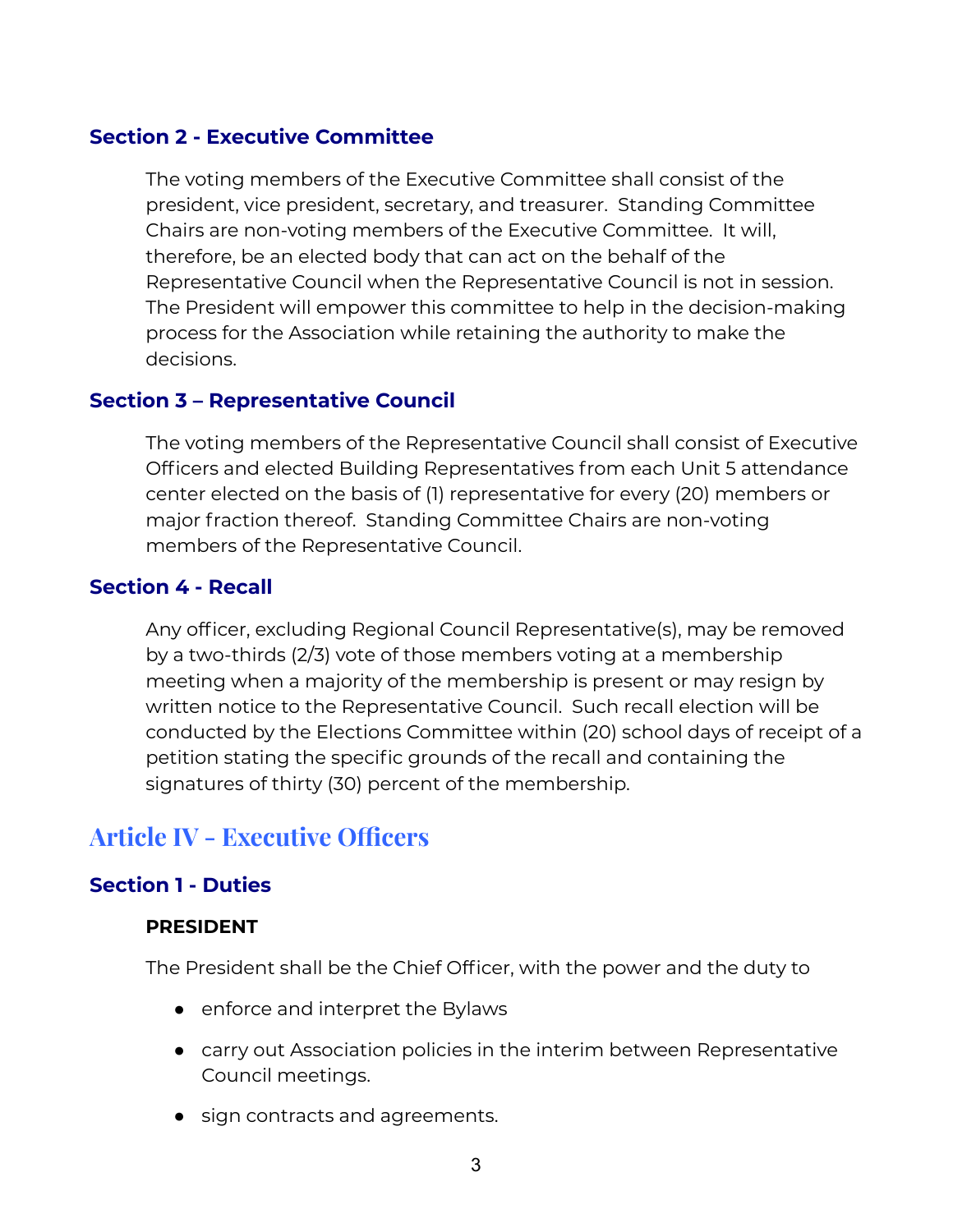### Section 2 - Executive Committee

The voting members of the Executive Committee shall consist of the president, vice president, secretary, and treasurer. Standing Committee Chairs are non-voting members of the Executive Committee. It will, therefore, be an elected body that can act on the behalf of the Representative Council when the Representative Council is not in session. The President will empower this committee to help in the decision-making process for the Association while retaining the authority to make the decisions.

### Section 3 – Representative Council

The voting members of the Representative Council shall consist of Executive Officers and elected Building Representatives from each Unit 5 attendance center elected on the basis of (1) representative for every (20) members or major fraction thereof. Standing Committee Chairs are non-voting members of the Representative Council.

### Section 4 - Recall

Any officer, excluding Regional Council Representative(s), may be removed by a two-thirds (2/3) vote of those members voting at a membership meeting when a majority of the membership is present or may resign by written notice to the Representative Council. Such recall election will be conducted by the Elections Committee within (20) school days of receipt of a petition stating the specific grounds of the recall and containing the signatures of thirty (30) percent of the membership.

## Article IV - Executive Officers

### Section 1 - Duties

**PRESIDENT**

The President shall be the Chief Officer, with the power and the duty to

- enforce and interpret the Bylaws
- carry out Association policies in the interim between Representative Council meetings.
- sign contracts and agreements.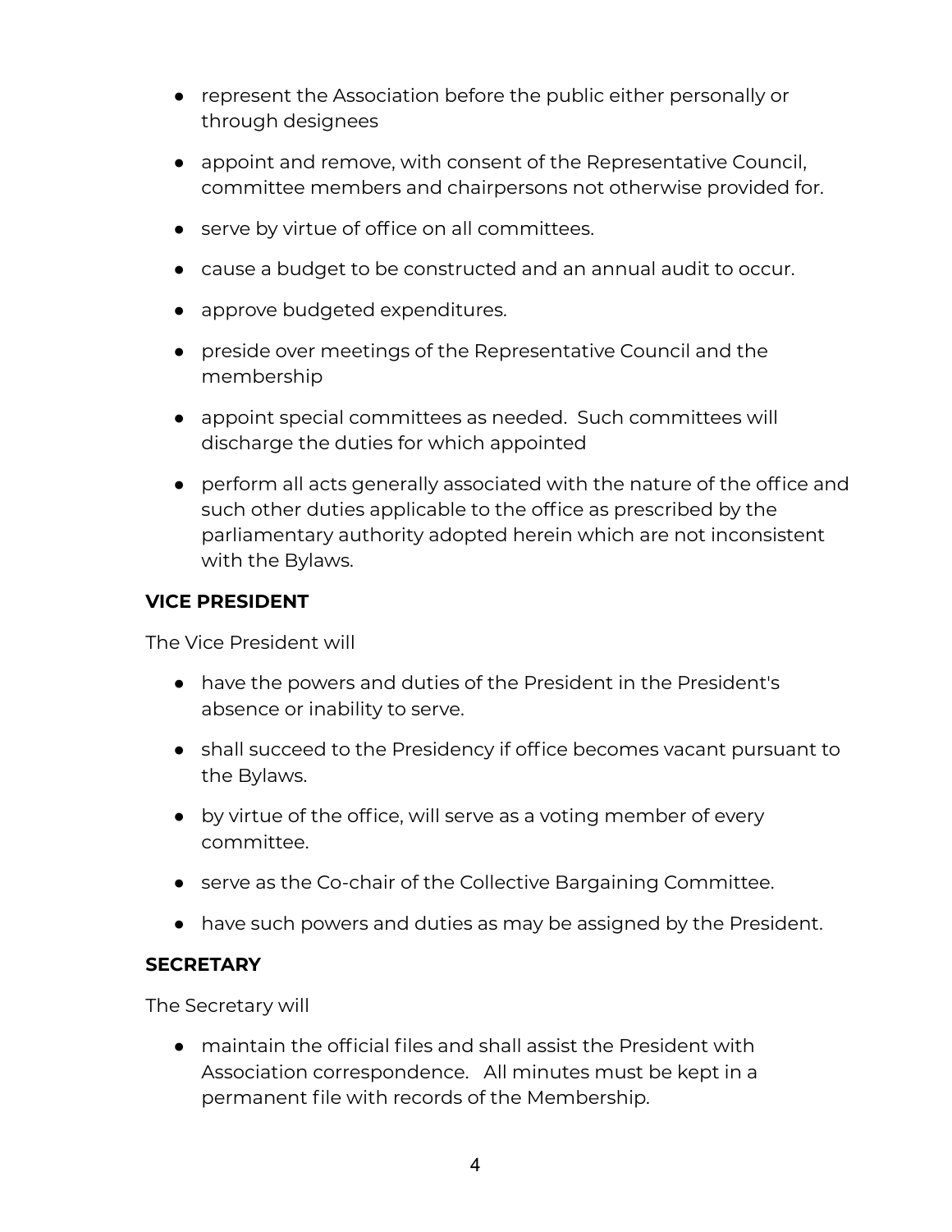- represent the Association before the public either personally or through designees
- appoint and remove, with consent of the Representative Council, committee members and chairpersons not otherwise provided for.
- serve by virtue of office on all committees.
- cause a budget to be constructed and an annual audit to occur.
- approve budgeted expenditures.
- preside over meetings of the Representative Council and the membership
- appoint special committees as needed. Such committees will discharge the duties for which appointed
- perform all acts generally associated with the nature of the office and such other duties applicable to the office as prescribed by the parliamentary authority adopted herein which are not inconsistent with the Bylaws.

**VICE PRESIDENT**

The Vice President will

- have the powers and duties of the President in the President's absence or inability to serve.
- shall succeed to the Presidency if office becomes vacant pursuant to the Bylaws.
- by virtue of the office, will serve as a voting member of every committee.
- serve as the Co-chair of the Collective Bargaining Committee.
- have such powers and duties as may be assigned by the President.

**SECRETARY**

The Secretary will

- maintain the official files and shall assist the President with Association correspondence. All minutes must be kept in a permanent file with records of the Membership.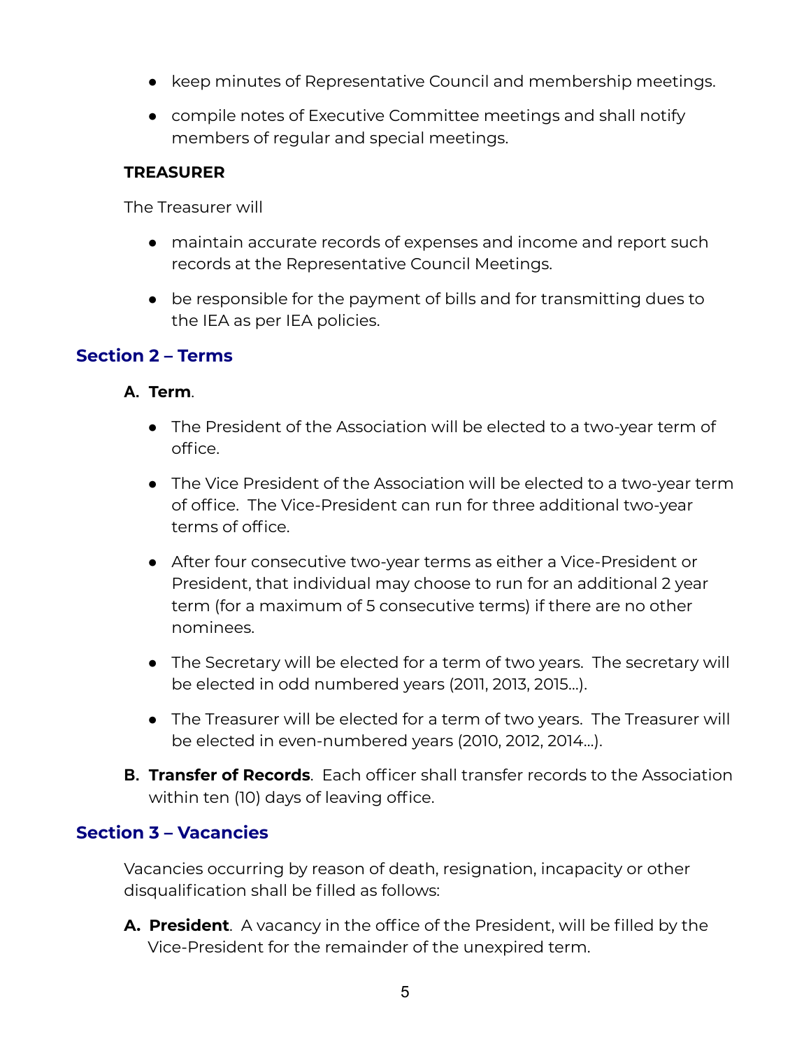- keep minutes of Representative Council and membership meetings.
- compile notes of Executive Committee meetings and shall notify members of regular and special meetings.

**TREASURER**

The Treasurer will

- maintain accurate records of expenses and income and report such records at the Representative Council Meetings.
- be responsible for the payment of bills and for transmitting dues to the IEA as per IEA policies.

## Section 2 – Terms

**A. Term**.

- The President of the Association will be elected to a two-year term of office.
- The Vice President of the Association will be elected to a two-year term of office. The Vice-President can run for three additional two-year terms of office.
- After four consecutive two-year terms as either a Vice-President or President, that individual may choose to run for an additional 2 year term (for a maximum of 5 consecutive terms) if there are no other nominees.
- The Secretary will be elected for a term of two years. The secretary will be elected in odd numbered years (2011, 2013, 2015...).
- The Treasurer will be elected for a term of two years. The Treasurer will be elected in even-numbered years (2010, 2012, 2014...).

**B. Transfer of Records**. Each officer shall transfer records to the Association within ten (10) days of leaving office.

## Section 3 – Vacancies

Vacancies occurring by reason of death, resignation, incapacity or other disqualification shall be filled as follows:

**A. President**. A vacancy in the office of the President, will be filled by the Vice-President for the remainder of the unexpired term.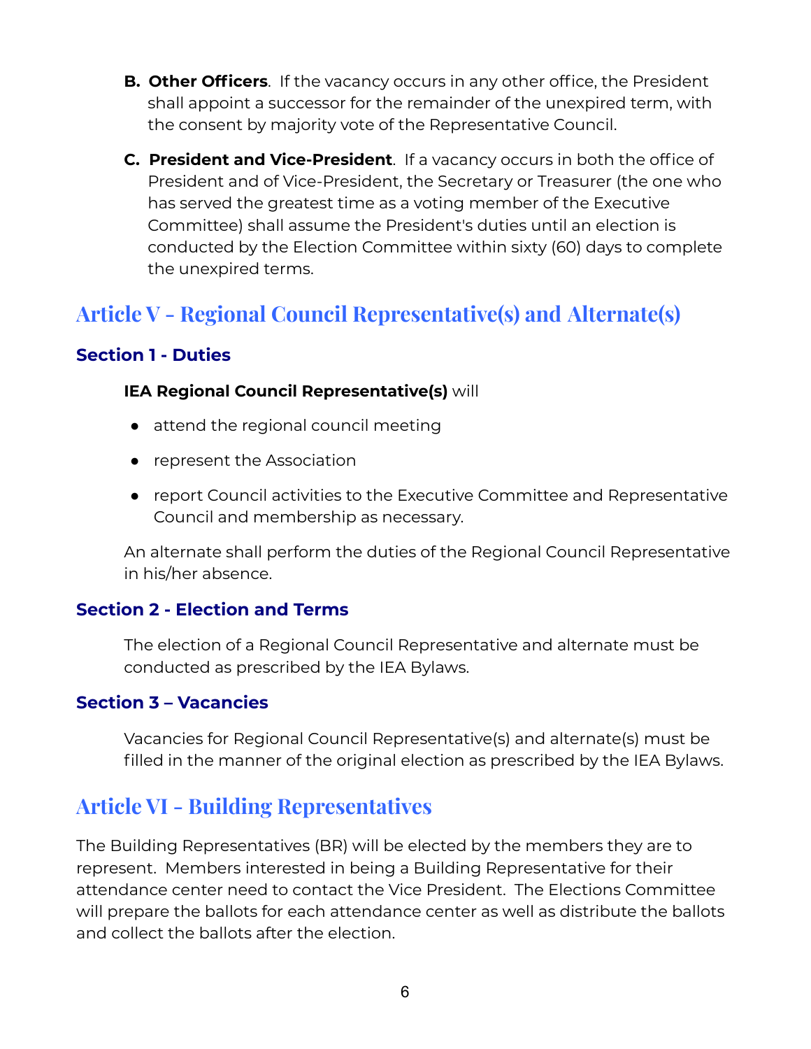**B. Other Officers**. If the vacancy occurs in any other office, the President shall appoint a successor for the remainder of the unexpired term, with the consent by majority vote of the Representative Council.

**C. President and Vice-President**. If a vacancy occurs in both the office of President and of Vice-President, the Secretary or Treasurer (the one who has served the greatest time as a voting member of the Executive Committee) shall assume the President's duties until an election is conducted by the Election Committee within sixty (60) days to complete the unexpired terms.

## Article V - Regional Council Representative(s) and Alternate(s)

### Section 1 - Duties

**IEA Regional Council Representative(s)** will

- attend the regional council meeting
- represent the Association
- report Council activities to the Executive Committee and Representative Council and membership as necessary.

An alternate shall perform the duties of the Regional Council Representative in his/her absence.

### Section 2 - Election and Terms

The election of a Regional Council Representative and alternate must be conducted as prescribed by the IEA Bylaws.

### Section 3 – Vacancies

Vacancies for Regional Council Representative(s) and alternate(s) must be filled in the manner of the original election as prescribed by the IEA Bylaws.

## Article VI - Building Representatives

The Building Representatives (BR) will be elected by the members they are to represent. Members interested in being a Building Representative for their attendance center need to contact the Vice President. The Elections Committee will prepare the ballots for each attendance center as well as distribute the ballots and collect the ballots after the election.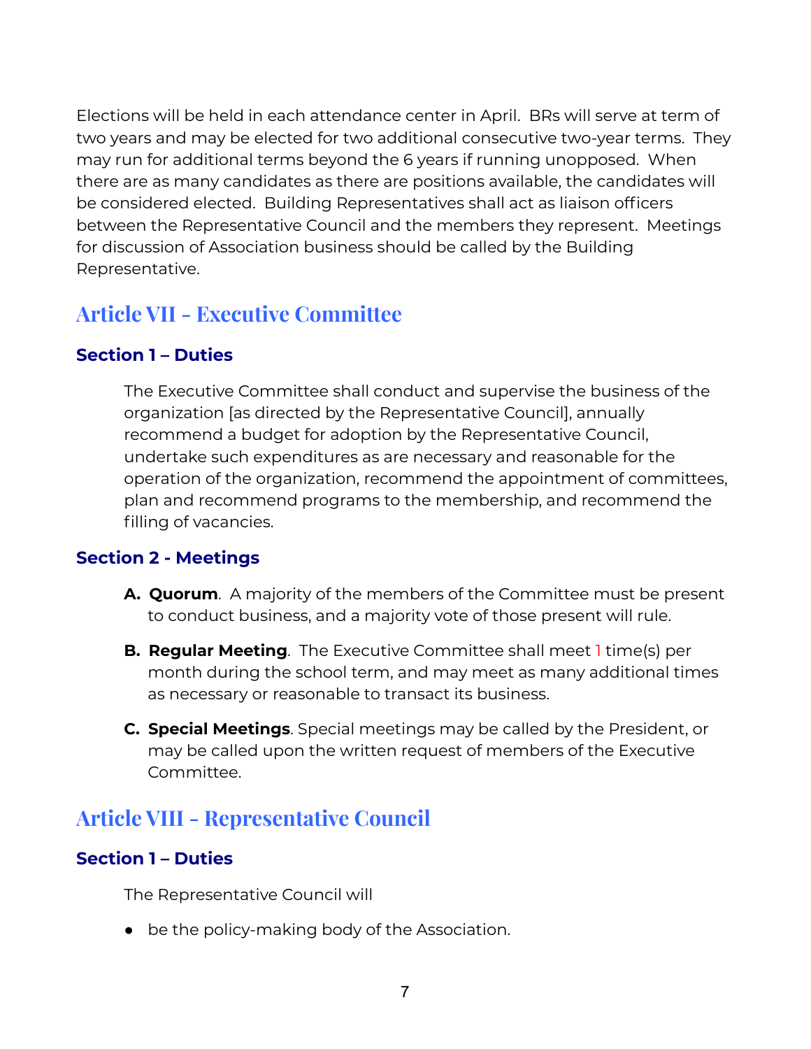Elections will be held in each attendance center in April. BRs will serve at term of two years and may be elected for two additional consecutive two-year terms. They may run for additional terms beyond the 6 years if running unopposed. When there are as many candidates as there are positions available, the candidates will be considered elected. Building Representatives shall act as liaison officers between the Representative Council and the members they represent. Meetings for discussion of Association business should be called by the Building Representative.

## Article VII - Executive Committee

### Section 1 – Duties

The Executive Committee shall conduct and supervise the business of the organization [as directed by the Representative Council], annually recommend a budget for adoption by the Representative Council, undertake such expenditures as are necessary and reasonable for the operation of the organization, recommend the appointment of committees, plan and recommend programs to the membership, and recommend the filling of vacancies.

### Section 2 - Meetings

**A. Quorum**. A majority of the members of the Committee must be present to conduct business, and a majority vote of those present will rule.

**B. Regular Meeting**. The Executive Committee shall meet 1 time(s) per month during the school term, and may meet as many additional times as necessary or reasonable to transact its business.

**C. Special Meetings**. Special meetings may be called by the President, or may be called upon the written request of members of the Executive Committee.

## Article VIII - Representative Council

### Section 1 – Duties

The Representative Council will

- be the policy-making body of the Association.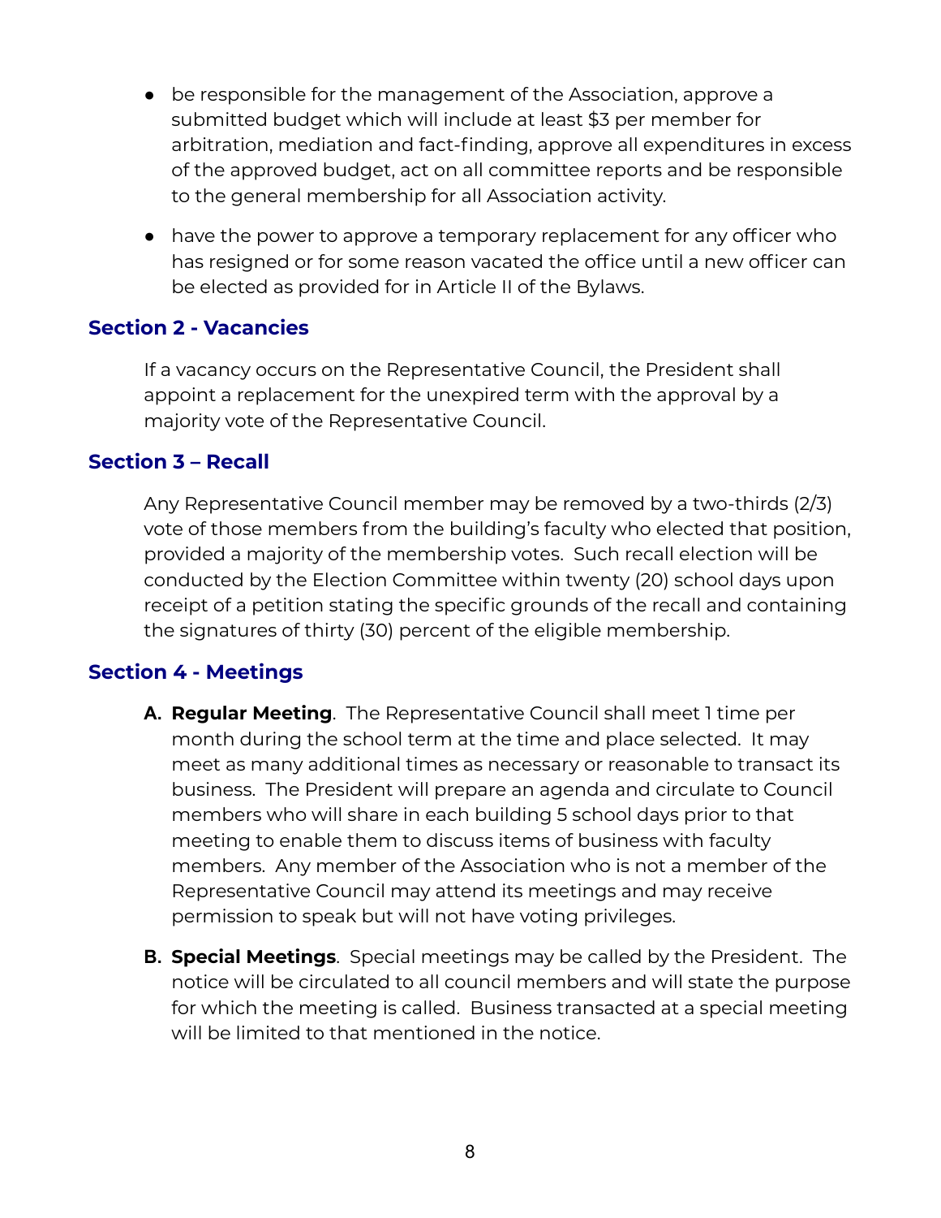- be responsible for the management of the Association, approve a submitted budget which will include at least $3 per member for arbitration, mediation and fact-finding, approve all expenditures in excess of the approved budget, act on all committee reports and be responsible to the general membership for all Association activity.
- have the power to approve a temporary replacement for any officer who has resigned or for some reason vacated the office until a new officer can be elected as provided for in Article II of the Bylaws.

## Section 2 - Vacancies

If a vacancy occurs on the Representative Council, the President shall appoint a replacement for the unexpired term with the approval by a majority vote of the Representative Council.

## Section 3 – Recall

Any Representative Council member may be removed by a two-thirds (2/3) vote of those members from the building's faculty who elected that position, provided a majority of the membership votes. Such recall election will be conducted by the Election Committee within twenty (20) school days upon receipt of a petition stating the specific grounds of the recall and containing the signatures of thirty (30) percent of the eligible membership.

## Section 4 - Meetings

**A. Regular Meeting**. The Representative Council shall meet 1 time per month during the school term at the time and place selected. It may meet as many additional times as necessary or reasonable to transact its business. The President will prepare an agenda and circulate to Council members who will share in each building 5 school days prior to that meeting to enable them to discuss items of business with faculty members. Any member of the Association who is not a member of the Representative Council may attend its meetings and may receive permission to speak but will not have voting privileges.

**B. Special Meetings**. Special meetings may be called by the President. The notice will be circulated to all council members and will state the purpose for which the meeting is called. Business transacted at a special meeting will be limited to that mentioned in the notice.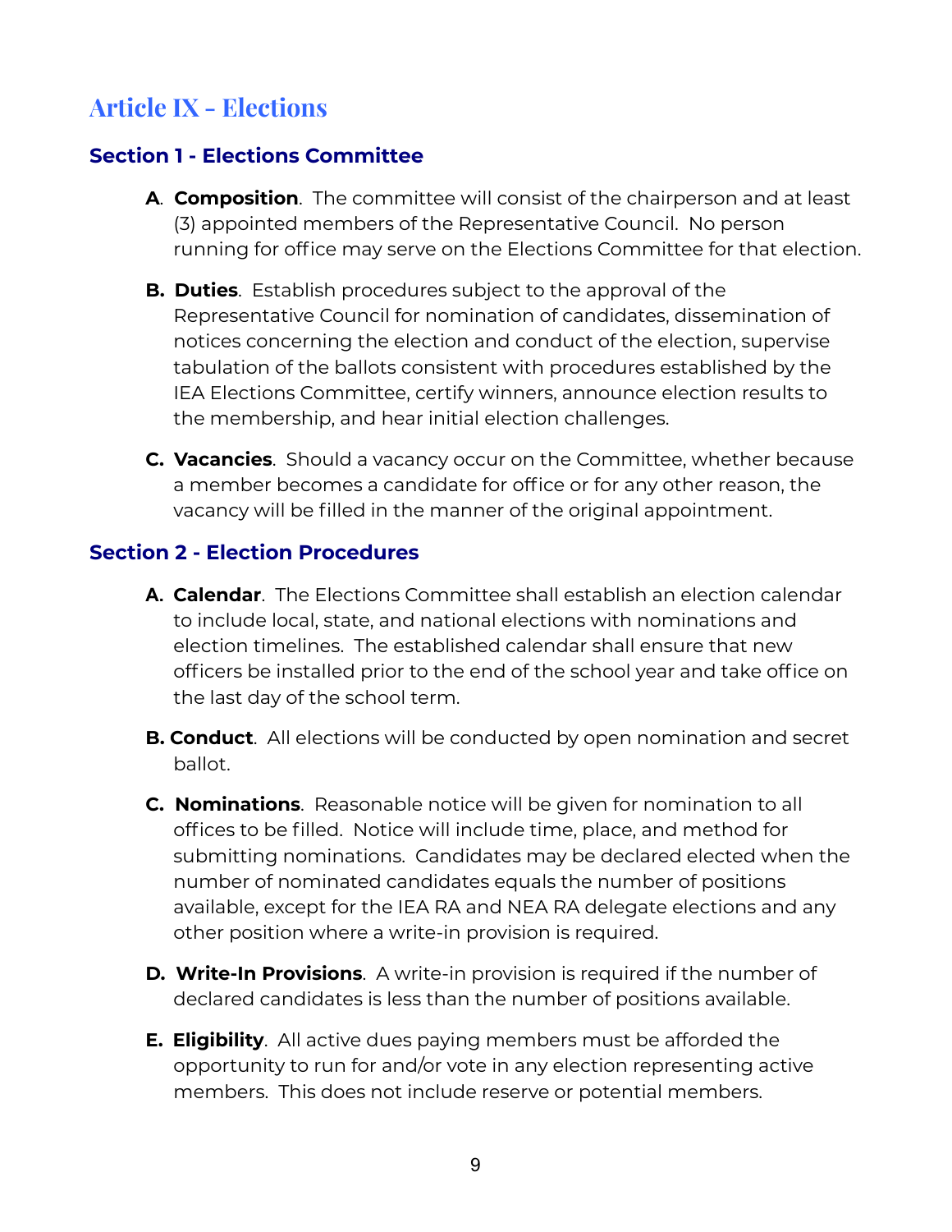# Article IX - Elections

## Section 1 - Elections Committee

**A**. **Composition**. The committee will consist of the chairperson and at least (3) appointed members of the Representative Council. No person running for office may serve on the Elections Committee for that election.

**B. Duties**. Establish procedures subject to the approval of the Representative Council for nomination of candidates, dissemination of notices concerning the election and conduct of the election, supervise tabulation of the ballots consistent with procedures established by the IEA Elections Committee, certify winners, announce election results to the membership, and hear initial election challenges.

**C. Vacancies**. Should a vacancy occur on the Committee, whether because a member becomes a candidate for office or for any other reason, the vacancy will be filled in the manner of the original appointment.

## Section 2 - Election Procedures

**A. Calendar**. The Elections Committee shall establish an election calendar to include local, state, and national elections with nominations and election timelines. The established calendar shall ensure that new officers be installed prior to the end of the school year and take office on the last day of the school term.

**B. Conduct**. All elections will be conducted by open nomination and secret ballot.

**C. Nominations**. Reasonable notice will be given for nomination to all offices to be filled. Notice will include time, place, and method for submitting nominations. Candidates may be declared elected when the number of nominated candidates equals the number of positions available, except for the IEA RA and NEA RA delegate elections and any other position where a write-in provision is required.

**D. Write-In Provisions**. A write-in provision is required if the number of declared candidates is less than the number of positions available.

**E. Eligibility**. All active dues paying members must be afforded the opportunity to run for and/or vote in any election representing active members. This does not include reserve or potential members.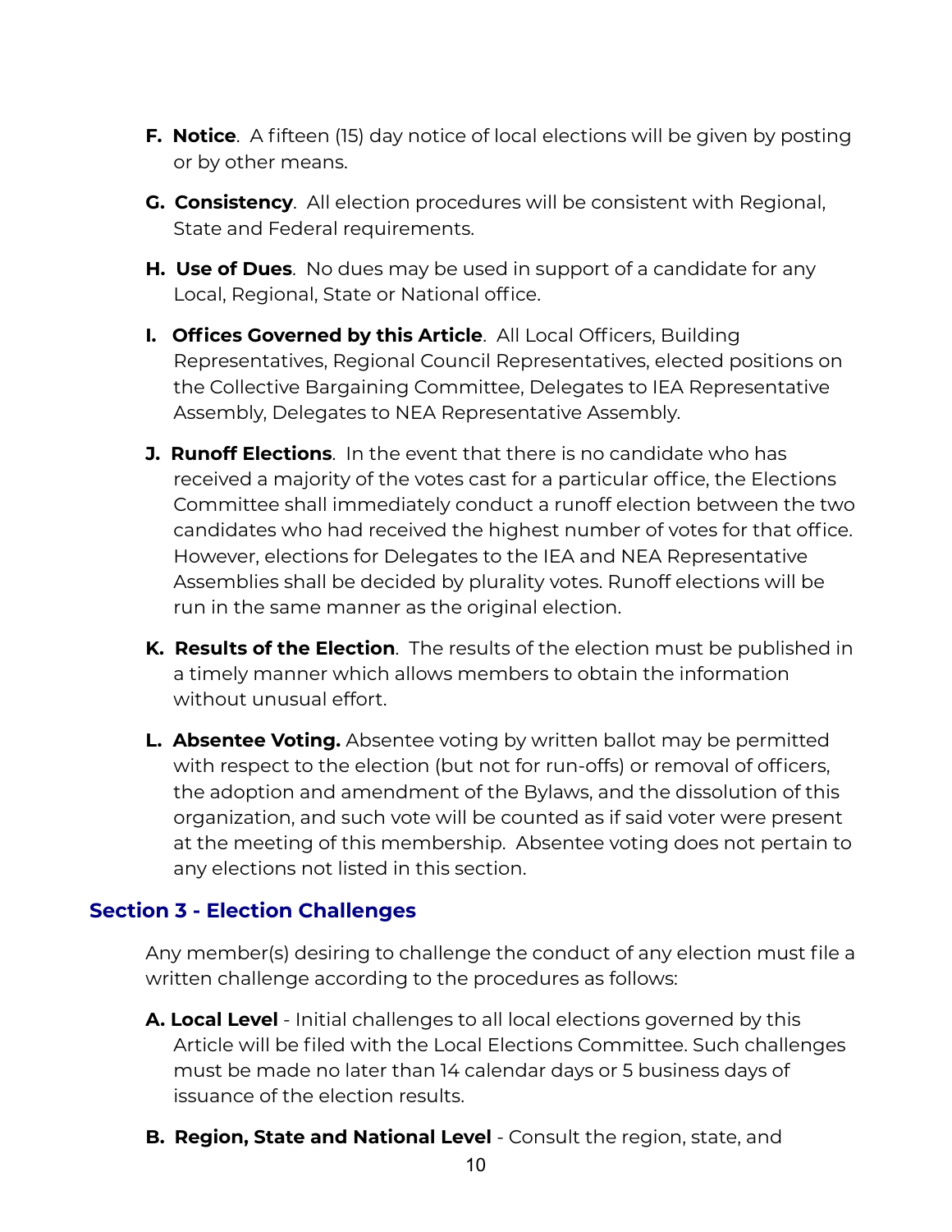F. **Notice**. A fifteen (15) day notice of local elections will be given by posting or by other means.

G. **Consistency**. All election procedures will be consistent with Regional, State and Federal requirements.

H. **Use of Dues**. No dues may be used in support of a candidate for any Local, Regional, State or National office.

I. **Offices Governed by this Article**. All Local Officers, Building Representatives, Regional Council Representatives, elected positions on the Collective Bargaining Committee, Delegates to IEA Representative Assembly, Delegates to NEA Representative Assembly.

J. **Runoff Elections**. In the event that there is no candidate who has received a majority of the votes cast for a particular office, the Elections Committee shall immediately conduct a runoff election between the two candidates who had received the highest number of votes for that office. However, elections for Delegates to the IEA and NEA Representative Assemblies shall be decided by plurality votes. Runoff elections will be run in the same manner as the original election.

K. **Results of the Election**. The results of the election must be published in a timely manner which allows members to obtain the information without unusual effort.

L. **Absentee Voting.** Absentee voting by written ballot may be permitted with respect to the election (but not for run-offs) or removal of officers, the adoption and amendment of the Bylaws, and the dissolution of this organization, and such vote will be counted as if said voter were present at the meeting of this membership. Absentee voting does not pertain to any elections not listed in this section.

### Section 3 - Election Challenges

Any member(s) desiring to challenge the conduct of any election must file a written challenge according to the procedures as follows:

A. **Local Level** - Initial challenges to all local elections governed by this Article will be filed with the Local Elections Committee. Such challenges must be made no later than 14 calendar days or 5 business days of issuance of the election results.

B. **Region, State and National Level** - Consult the region, state, and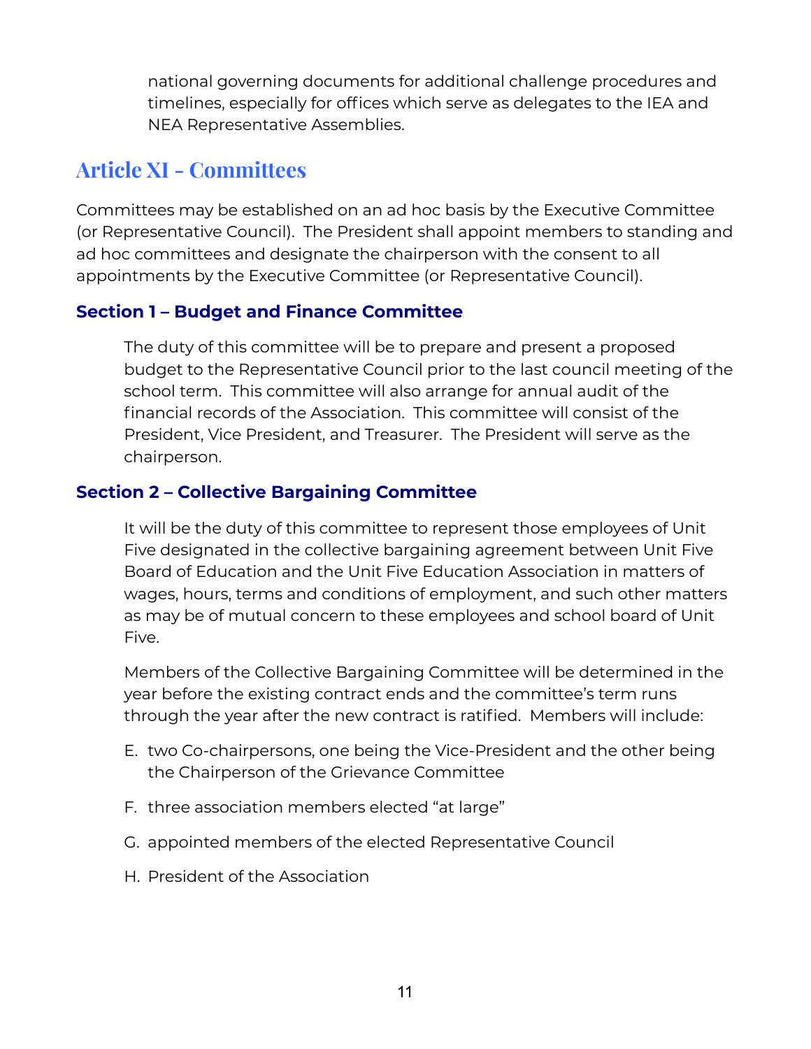national governing documents for additional challenge procedures and timelines, especially for offices which serve as delegates to the IEA and NEA Representative Assemblies.

# Article XI - Committees

Committees may be established on an ad hoc basis by the Executive Committee (or Representative Council). The President shall appoint members to standing and ad hoc committees and designate the chairperson with the consent to all appointments by the Executive Committee (or Representative Council).

### Section 1 – Budget and Finance Committee

The duty of this committee will be to prepare and present a proposed budget to the Representative Council prior to the last council meeting of the school term. This committee will also arrange for annual audit of the financial records of the Association. This committee will consist of the President, Vice President, and Treasurer. The President will serve as the chairperson.

### Section 2 – Collective Bargaining Committee

It will be the duty of this committee to represent those employees of Unit Five designated in the collective bargaining agreement between Unit Five Board of Education and the Unit Five Education Association in matters of wages, hours, terms and conditions of employment, and such other matters as may be of mutual concern to these employees and school board of Unit Five.

Members of the Collective Bargaining Committee will be determined in the year before the existing contract ends and the committee's term runs through the year after the new contract is ratified. Members will include:

E. two Co-chairpersons, one being the Vice-President and the other being the Chairperson of the Grievance Committee

F. three association members elected "at large"

G. appointed members of the elected Representative Council

H. President of the Association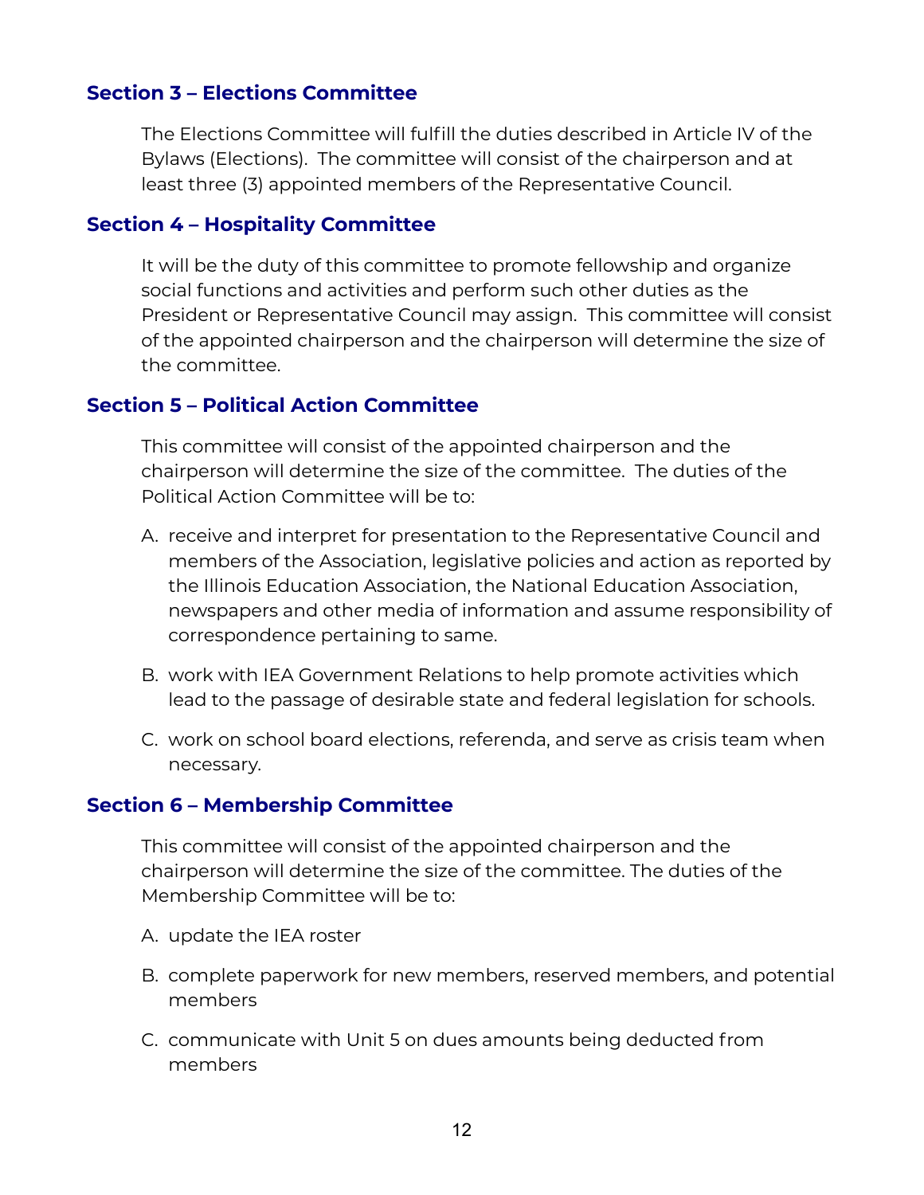### Section 3 – Elections Committee

The Elections Committee will fulfill the duties described in Article IV of the Bylaws (Elections). The committee will consist of the chairperson and at least three (3) appointed members of the Representative Council.

### Section 4 – Hospitality Committee

It will be the duty of this committee to promote fellowship and organize social functions and activities and perform such other duties as the President or Representative Council may assign. This committee will consist of the appointed chairperson and the chairperson will determine the size of the committee.

### Section 5 – Political Action Committee

This committee will consist of the appointed chairperson and the chairperson will determine the size of the committee. The duties of the Political Action Committee will be to:

A. receive and interpret for presentation to the Representative Council and members of the Association, legislative policies and action as reported by the Illinois Education Association, the National Education Association, newspapers and other media of information and assume responsibility of correspondence pertaining to same.

B. work with IEA Government Relations to help promote activities which lead to the passage of desirable state and federal legislation for schools.

C. work on school board elections, referenda, and serve as crisis team when necessary.

### Section 6 – Membership Committee

This committee will consist of the appointed chairperson and the chairperson will determine the size of the committee. The duties of the Membership Committee will be to:

A. update the IEA roster

B. complete paperwork for new members, reserved members, and potential members

C. communicate with Unit 5 on dues amounts being deducted from members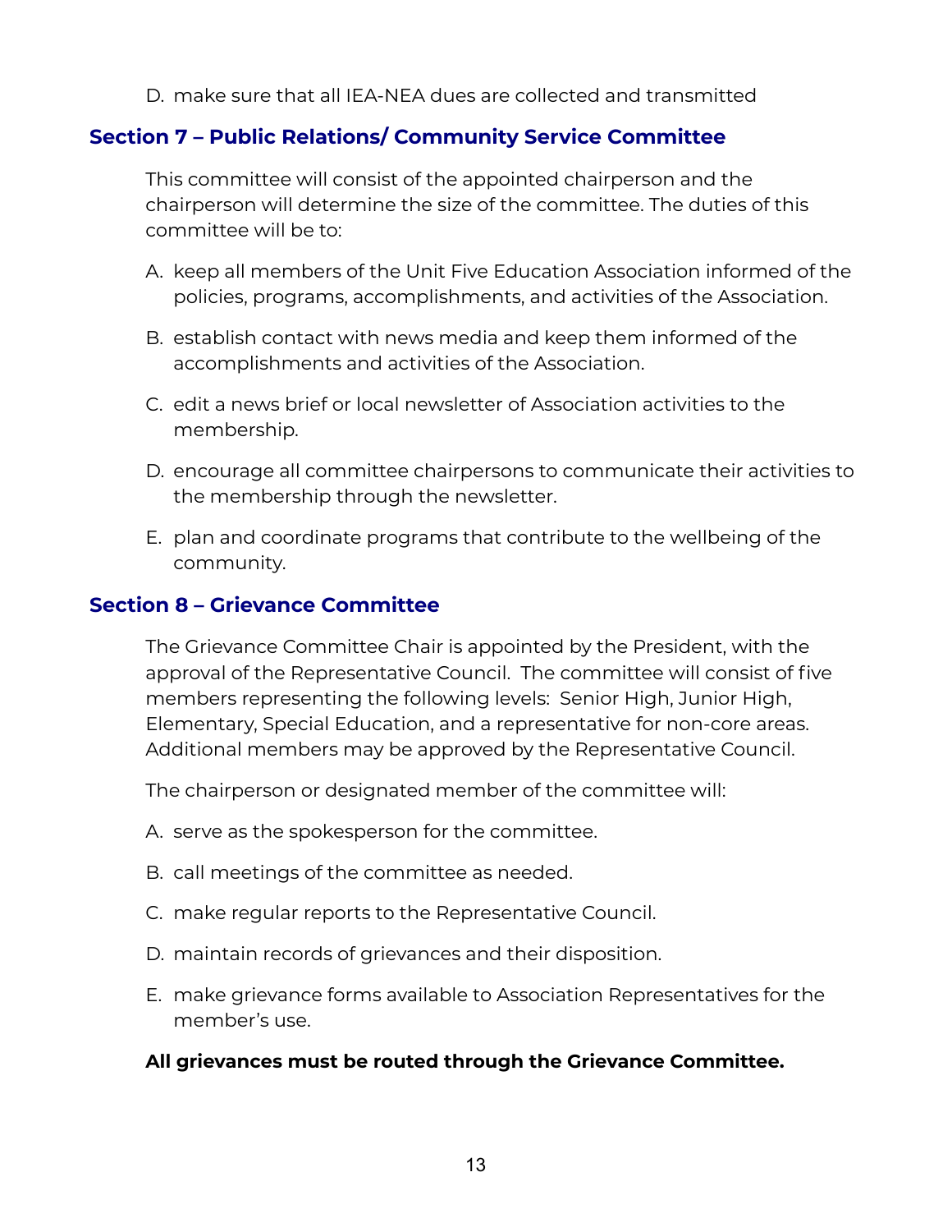D. make sure that all IEA-NEA dues are collected and transmitted

## Section 7 – Public Relations/ Community Service Committee

This committee will consist of the appointed chairperson and the chairperson will determine the size of the committee. The duties of this committee will be to:

A. keep all members of the Unit Five Education Association informed of the policies, programs, accomplishments, and activities of the Association.

B. establish contact with news media and keep them informed of the accomplishments and activities of the Association.

C. edit a news brief or local newsletter of Association activities to the membership.

D. encourage all committee chairpersons to communicate their activities to the membership through the newsletter.

E. plan and coordinate programs that contribute to the wellbeing of the community.

## Section 8 – Grievance Committee

The Grievance Committee Chair is appointed by the President, with the approval of the Representative Council. The committee will consist of five members representing the following levels: Senior High, Junior High, Elementary, Special Education, and a representative for non-core areas. Additional members may be approved by the Representative Council.

The chairperson or designated member of the committee will:

A. serve as the spokesperson for the committee.

B. call meetings of the committee as needed.

C. make regular reports to the Representative Council.

D. maintain records of grievances and their disposition.

E. make grievance forms available to Association Representatives for the member's use.

**All grievances must be routed through the Grievance Committee.**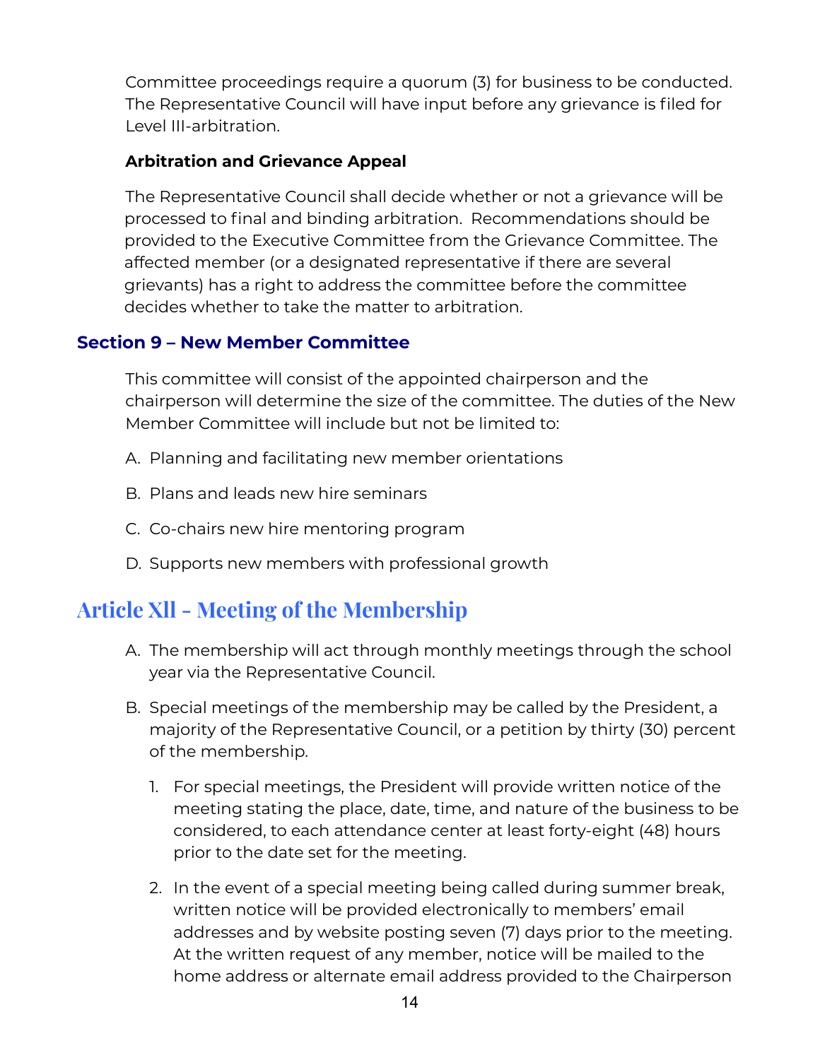Committee proceedings require a quorum (3) for business to be conducted. The Representative Council will have input before any grievance is filed for Level III-arbitration.

**Arbitration and Grievance Appeal**

The Representative Council shall decide whether or not a grievance will be processed to final and binding arbitration. Recommendations should be provided to the Executive Committee from the Grievance Committee. The affected member (or a designated representative if there are several grievants) has a right to address the committee before the committee decides whether to take the matter to arbitration.

### Section 9 – New Member Committee

This committee will consist of the appointed chairperson and the chairperson will determine the size of the committee. The duties of the New Member Committee will include but not be limited to:

A. Planning and facilitating new member orientations

B. Plans and leads new hire seminars

C. Co-chairs new hire mentoring program

D. Supports new members with professional growth

## Article Xll - Meeting of the Membership

A. The membership will act through monthly meetings through the school year via the Representative Council.

B. Special meetings of the membership may be called by the President, a majority of the Representative Council, or a petition by thirty (30) percent of the membership.

   1. For special meetings, the President will provide written notice of the meeting stating the place, date, time, and nature of the business to be considered, to each attendance center at least forty-eight (48) hours prior to the date set for the meeting.

   2. In the event of a special meeting being called during summer break, written notice will be provided electronically to members' email addresses and by website posting seven (7) days prior to the meeting. At the written request of any member, notice will be mailed to the home address or alternate email address provided to the Chairperson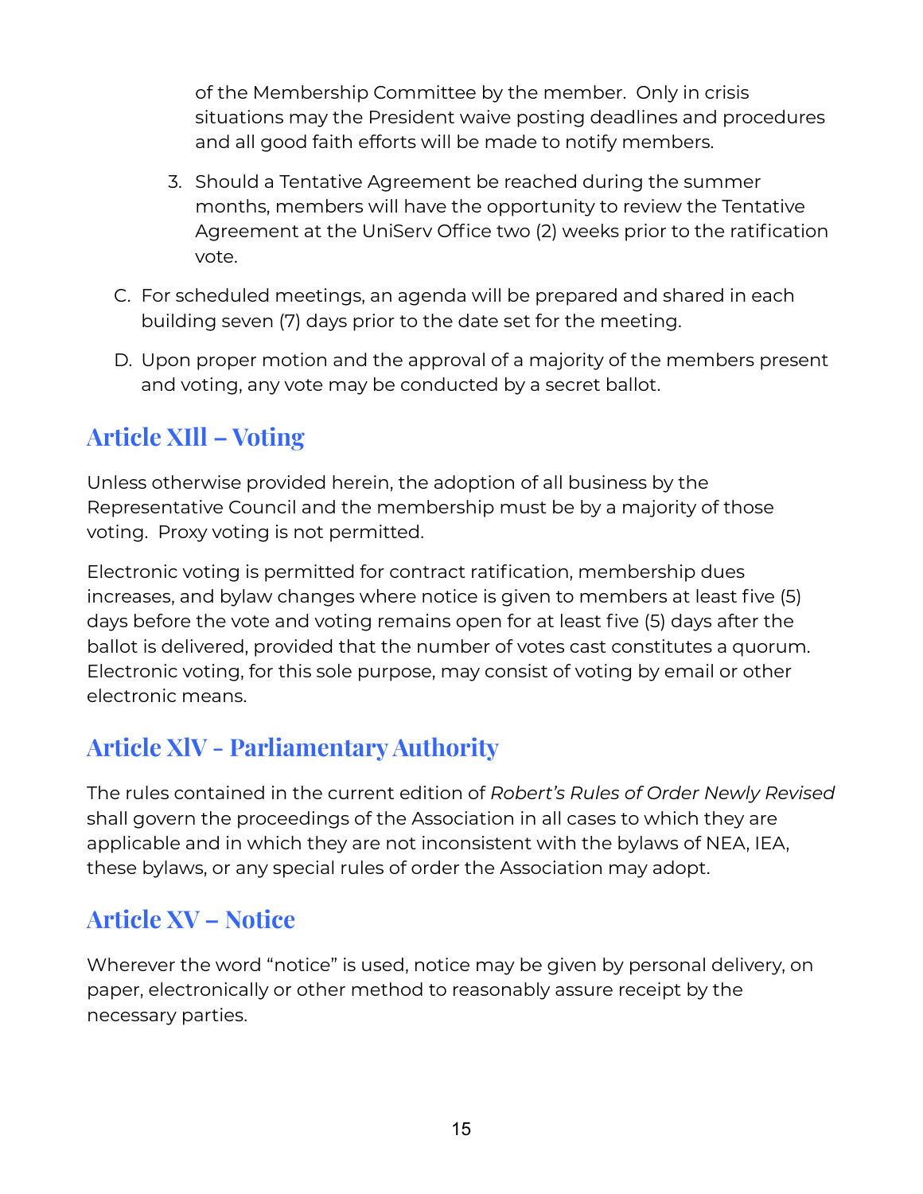of the Membership Committee by the member. Only in crisis situations may the President waive posting deadlines and procedures and all good faith efforts will be made to notify members.

3. Should a Tentative Agreement be reached during the summer months, members will have the opportunity to review the Tentative Agreement at the UniServ Office two (2) weeks prior to the ratification vote.

C. For scheduled meetings, an agenda will be prepared and shared in each building seven (7) days prior to the date set for the meeting.

D. Upon proper motion and the approval of a majority of the members present and voting, any vote may be conducted by a secret ballot.

## Article XIll – Voting

Unless otherwise provided herein, the adoption of all business by the Representative Council and the membership must be by a majority of those voting. Proxy voting is not permitted.

Electronic voting is permitted for contract ratification, membership dues increases, and bylaw changes where notice is given to members at least five (5) days before the vote and voting remains open for at least five (5) days after the ballot is delivered, provided that the number of votes cast constitutes a quorum. Electronic voting, for this sole purpose, may consist of voting by email or other electronic means.

## Article XlV - Parliamentary Authority

The rules contained in the current edition of *Robert's Rules of Order Newly Revised* shall govern the proceedings of the Association in all cases to which they are applicable and in which they are not inconsistent with the bylaws of NEA, IEA, these bylaws, or any special rules of order the Association may adopt.

## Article XV – Notice

Wherever the word "notice" is used, notice may be given by personal delivery, on paper, electronically or other method to reasonably assure receipt by the necessary parties.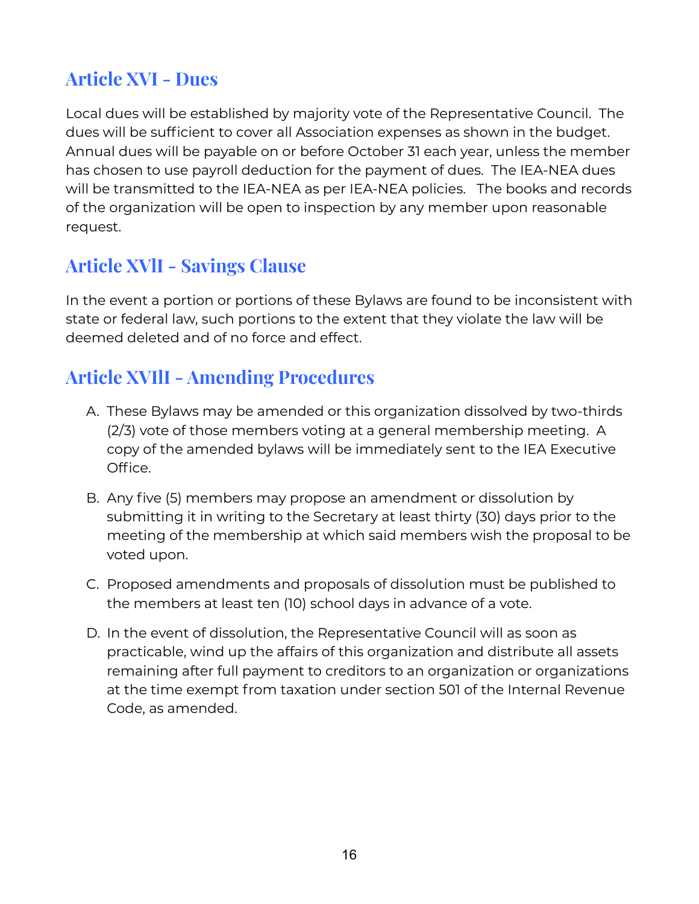## Article XVI - Dues

Local dues will be established by majority vote of the Representative Council. The dues will be sufficient to cover all Association expenses as shown in the budget. Annual dues will be payable on or before October 31 each year, unless the member has chosen to use payroll deduction for the payment of dues. The IEA-NEA dues will be transmitted to the IEA-NEA as per IEA-NEA policies. The books and records of the organization will be open to inspection by any member upon reasonable request.

## Article XVlI - Savings Clause

In the event a portion or portions of these Bylaws are found to be inconsistent with state or federal law, such portions to the extent that they violate the law will be deemed deleted and of no force and effect.

## Article XVIlI - Amending Procedures

A. These Bylaws may be amended or this organization dissolved by two-thirds (2/3) vote of those members voting at a general membership meeting. A copy of the amended bylaws will be immediately sent to the IEA Executive Office.

B. Any five (5) members may propose an amendment or dissolution by submitting it in writing to the Secretary at least thirty (30) days prior to the meeting of the membership at which said members wish the proposal to be voted upon.

C. Proposed amendments and proposals of dissolution must be published to the members at least ten (10) school days in advance of a vote.

D. In the event of dissolution, the Representative Council will as soon as practicable, wind up the affairs of this organization and distribute all assets remaining after full payment to creditors to an organization or organizations at the time exempt from taxation under section 501 of the Internal Revenue Code, as amended.